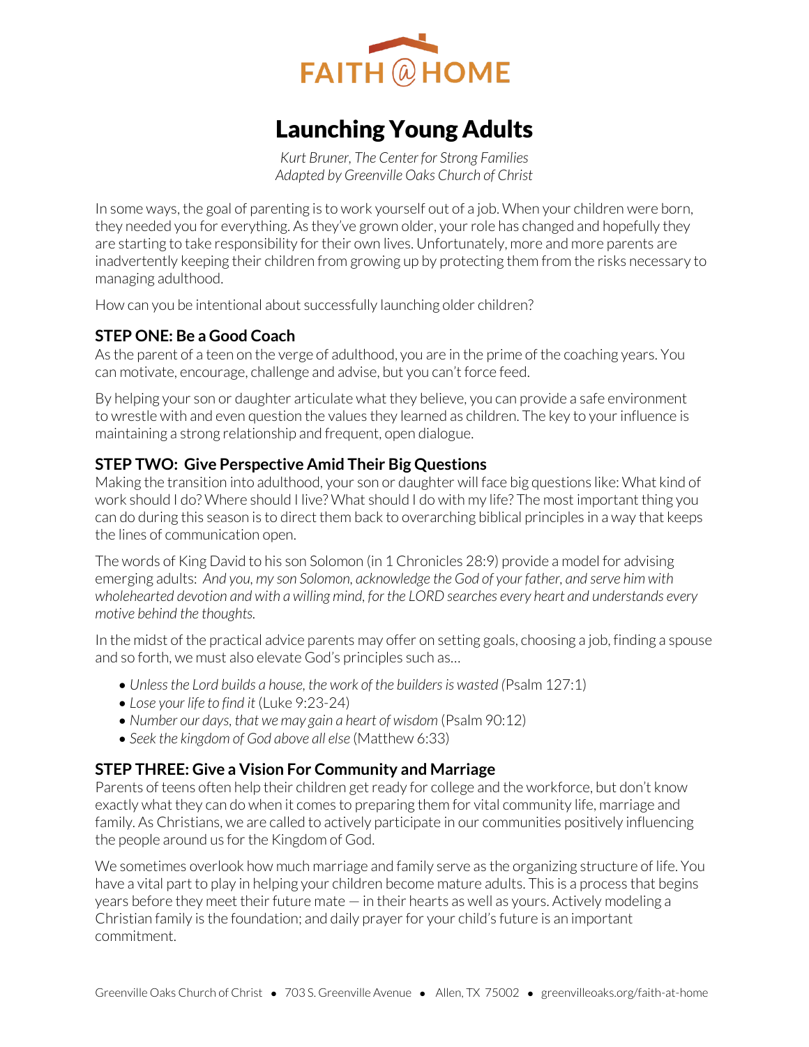FAITH @ HOME

# Launching Young Adults

*Kurt Bruner, The Center for Strong Families*
*Adapted by Greenville Oaks Church of Christ*

In some ways, the goal of parenting is to work yourself out of a job. When your children were born, they needed you for everything. As they've grown older, your role has changed and hopefully they are starting to take responsibility for their own lives. Unfortunately, more and more parents are inadvertently keeping their children from growing up by protecting them from the risks necessary to managing adulthood.

How can you be intentional about successfully launching older children?

### STEP ONE: Be a Good Coach

As the parent of a teen on the verge of adulthood, you are in the prime of the coaching years. You can motivate, encourage, challenge and advise, but you can't force feed.

By helping your son or daughter articulate what they believe, you can provide a safe environment to wrestle with and even question the values they learned as children. The key to your influence is maintaining a strong relationship and frequent, open dialogue.

### STEP TWO: Give Perspective Amid Their Big Questions

Making the transition into adulthood, your son or daughter will face big questions like: What kind of work should I do? Where should I live? What should I do with my life? The most important thing you can do during this season is to direct them back to overarching biblical principles in a way that keeps the lines of communication open.

The words of King David to his son Solomon (in 1 Chronicles 28:9) provide a model for advising emerging adults: *And you, my son Solomon, acknowledge the God of your father, and serve him with wholehearted devotion and with a willing mind, for the LORD searches every heart and understands every motive behind the thoughts.*

In the midst of the practical advice parents may offer on setting goals, choosing a job, finding a spouse and so forth, we must also elevate God's principles such as…

- *Unless the Lord builds a house, the work of the builders is wasted* (Psalm 127:1)
- *Lose your life to find it* (Luke 9:23-24)
- *Number our days, that we may gain a heart of wisdom* (Psalm 90:12)
- *Seek the kingdom of God above all else* (Matthew 6:33)

### STEP THREE: Give a Vision For Community and Marriage

Parents of teens often help their children get ready for college and the workforce, but don't know exactly what they can do when it comes to preparing them for vital community life, marriage and family. As Christians, we are called to actively participate in our communities positively influencing the people around us for the Kingdom of God.

We sometimes overlook how much marriage and family serve as the organizing structure of life. You have a vital part to play in helping your children become mature adults. This is a process that begins years before they meet their future mate — in their hearts as well as yours. Actively modeling a Christian family is the foundation; and daily prayer for your child's future is an important commitment.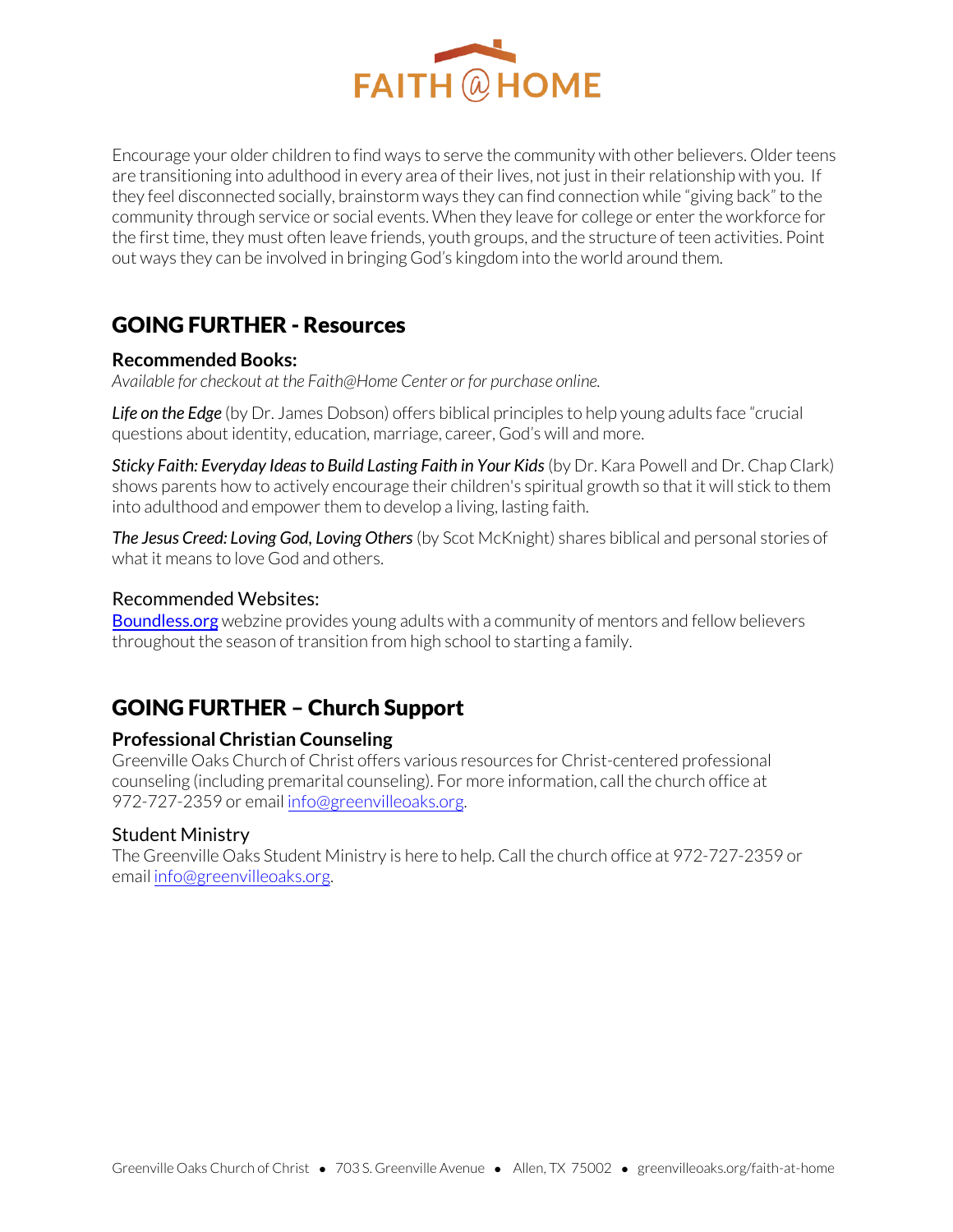FAITH @ HOME

Encourage your older children to find ways to serve the community with other believers. Older teens are transitioning into adulthood in every area of their lives, not just in their relationship with you. If they feel disconnected socially, brainstorm ways they can find connection while "giving back" to the community through service or social events. When they leave for college or enter the workforce for the first time, they must often leave friends, youth groups, and the structure of teen activities. Point out ways they can be involved in bringing God's kingdom into the world around them.

## GOING FURTHER - Resources

### Recommended Books:

*Available for checkout at the Faith@Home Center or for purchase online.*

***Life on the Edge*** (by Dr. James Dobson) offers biblical principles to help young adults face "crucial questions about identity, education, marriage, career, God's will and more.

***Sticky Faith: Everyday Ideas to Build Lasting Faith in Your Kids*** (by Dr. Kara Powell and Dr. Chap Clark) shows parents how to actively encourage their children's spiritual growth so that it will stick to them into adulthood and empower them to develop a living, lasting faith.

***The Jesus Creed: Loving God, Loving Others*** (by Scot McKnight) shares biblical and personal stories of what it means to love God and others.

### Recommended Websites:

Boundless.org webzine provides young adults with a community of mentors and fellow believers throughout the season of transition from high school to starting a family.

## GOING FURTHER – Church Support

### Professional Christian Counseling

Greenville Oaks Church of Christ offers various resources for Christ-centered professional counseling (including premarital counseling). For more information, call the church office at 972-727-2359 or email info@greenvilleoaks.org.

### Student Ministry

The Greenville Oaks Student Ministry is here to help. Call the church office at 972-727-2359 or email info@greenvilleoaks.org.

Greenville Oaks Church of Christ • 703 S. Greenville Avenue • Allen, TX 75002 • greenvilleoaks.org/faith-at-home